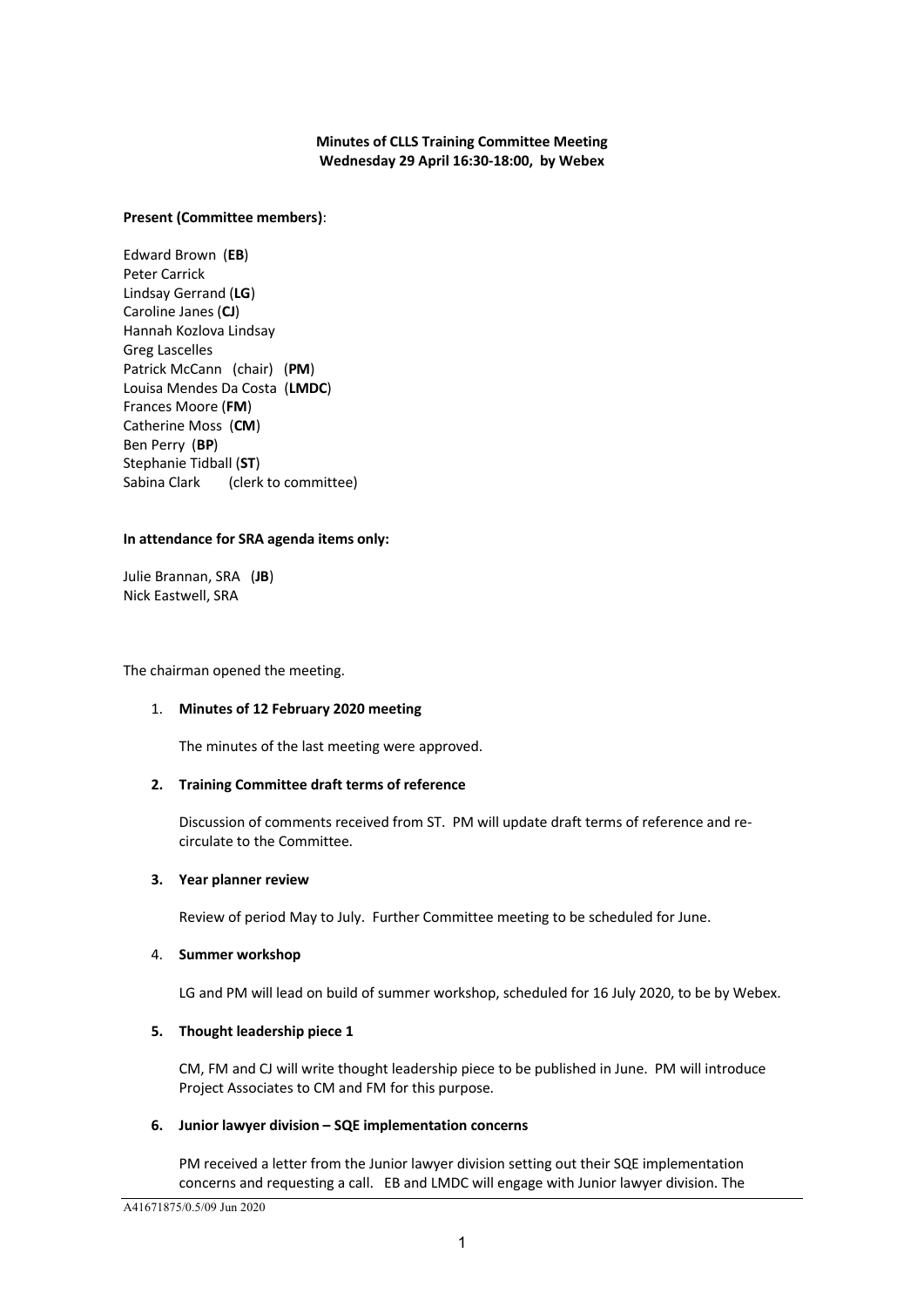**Minutes of CLLS Training Committee Meeting**
**Wednesday 29 April 16:30-18:00, by Webex**

**Present (Committee members)**:

Edward Brown (**EB**)
Peter Carrick
Lindsay Gerrand (**LG**)
Caroline Janes (**CJ**)
Hannah Kozlova Lindsay
Greg Lascelles
Patrick McCann (chair) (**PM**)
Louisa Mendes Da Costa (**LMDC**)
Frances Moore (**FM**)
Catherine Moss (**CM**)
Ben Perry (**BP**)
Stephanie Tidball (**ST**)
Sabina Clark (clerk to committee)

**In attendance for SRA agenda items only:**

Julie Brannan, SRA (**JB**)
Nick Eastwell, SRA

The chairman opened the meeting.

1. **Minutes of 12 February 2020 meeting**

   The minutes of the last meeting were approved.

2. **Training Committee draft terms of reference**

   Discussion of comments received from ST. PM will update draft terms of reference and re-circulate to the Committee.

3. **Year planner review**

   Review of period May to July. Further Committee meeting to be scheduled for June.

4. **Summer workshop**

   LG and PM will lead on build of summer workshop, scheduled for 16 July 2020, to be by Webex.

5. **Thought leadership piece 1**

   CM, FM and CJ will write thought leadership piece to be published in June. PM will introduce Project Associates to CM and FM for this purpose.

6. **Junior lawyer division – SQE implementation concerns**

   PM received a letter from the Junior lawyer division setting out their SQE implementation concerns and requesting a call. EB and LMDC will engage with Junior lawyer division. The

A41671875/0.5/09 Jun 2020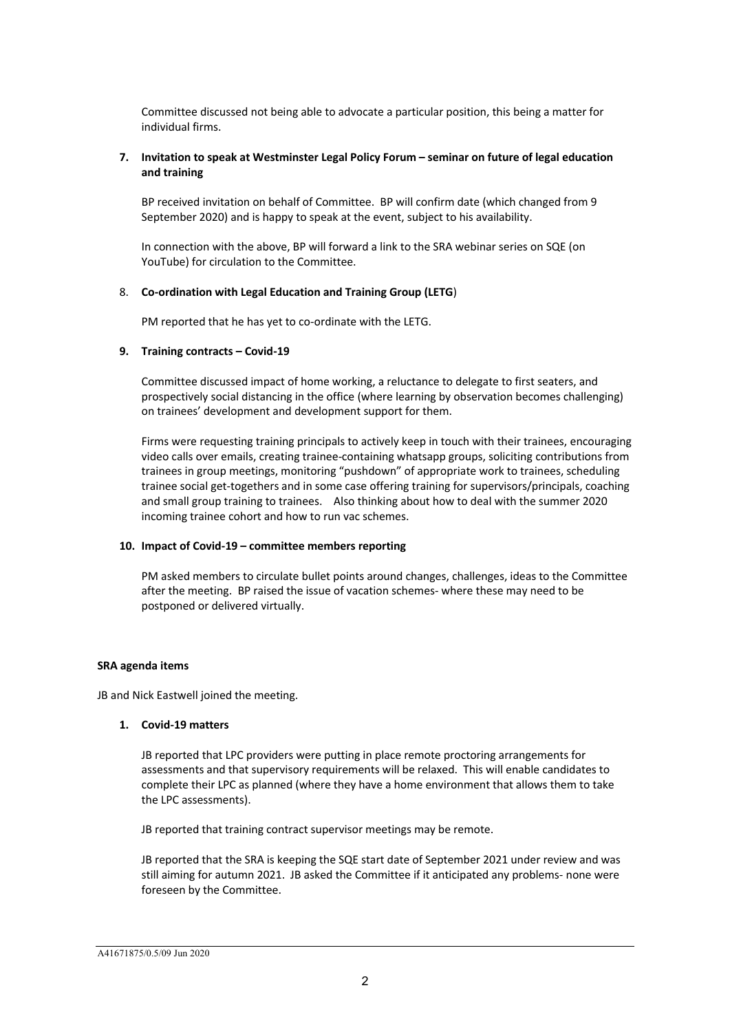Committee discussed not being able to advocate a particular position, this being a matter for individual firms.

**7. Invitation to speak at Westminster Legal Policy Forum – seminar on future of legal education and training**

BP received invitation on behalf of Committee. BP will confirm date (which changed from 9 September 2020) and is happy to speak at the event, subject to his availability.

In connection with the above, BP will forward a link to the SRA webinar series on SQE (on YouTube) for circulation to the Committee.

8. **Co-ordination with Legal Education and Training Group (LETG**)

PM reported that he has yet to co-ordinate with the LETG.

**9. Training contracts – Covid-19**

Committee discussed impact of home working, a reluctance to delegate to first seaters, and prospectively social distancing in the office (where learning by observation becomes challenging) on trainees' development and development support for them.

Firms were requesting training principals to actively keep in touch with their trainees, encouraging video calls over emails, creating trainee-containing whatsapp groups, soliciting contributions from trainees in group meetings, monitoring "pushdown" of appropriate work to trainees, scheduling trainee social get-togethers and in some case offering training for supervisors/principals, coaching and small group training to trainees. Also thinking about how to deal with the summer 2020 incoming trainee cohort and how to run vac schemes.

**10. Impact of Covid-19 – committee members reporting**

PM asked members to circulate bullet points around changes, challenges, ideas to the Committee after the meeting. BP raised the issue of vacation schemes- where these may need to be postponed or delivered virtually.

**SRA agenda items**

JB and Nick Eastwell joined the meeting.

**1. Covid-19 matters**

JB reported that LPC providers were putting in place remote proctoring arrangements for assessments and that supervisory requirements will be relaxed. This will enable candidates to complete their LPC as planned (where they have a home environment that allows them to take the LPC assessments).

JB reported that training contract supervisor meetings may be remote.

JB reported that the SRA is keeping the SQE start date of September 2021 under review and was still aiming for autumn 2021. JB asked the Committee if it anticipated any problems- none were foreseen by the Committee.

A41671875/0.5/09 Jun 2020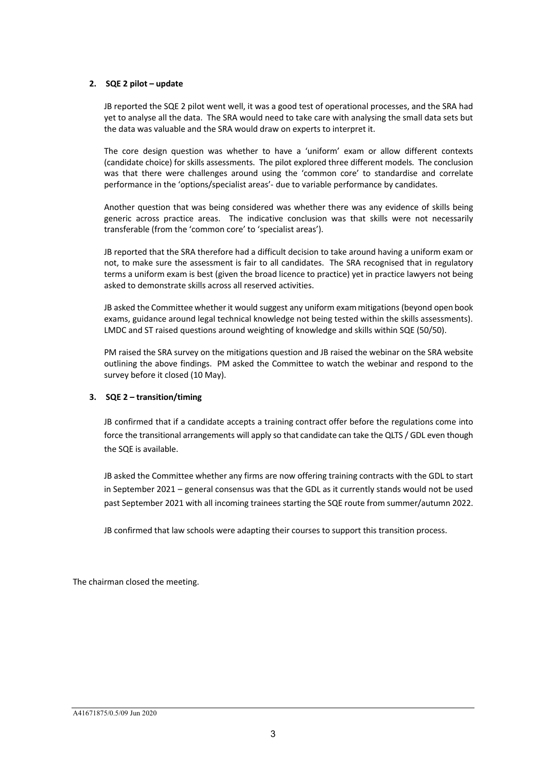**2. SQE 2 pilot – update**

JB reported the SQE 2 pilot went well, it was a good test of operational processes, and the SRA had yet to analyse all the data. The SRA would need to take care with analysing the small data sets but the data was valuable and the SRA would draw on experts to interpret it.

The core design question was whether to have a 'uniform' exam or allow different contexts (candidate choice) for skills assessments. The pilot explored three different models. The conclusion was that there were challenges around using the 'common core' to standardise and correlate performance in the 'options/specialist areas'- due to variable performance by candidates.

Another question that was being considered was whether there was any evidence of skills being generic across practice areas. The indicative conclusion was that skills were not necessarily transferable (from the 'common core' to 'specialist areas').

JB reported that the SRA therefore had a difficult decision to take around having a uniform exam or not, to make sure the assessment is fair to all candidates. The SRA recognised that in regulatory terms a uniform exam is best (given the broad licence to practice) yet in practice lawyers not being asked to demonstrate skills across all reserved activities.

JB asked the Committee whether it would suggest any uniform exam mitigations (beyond open book exams, guidance around legal technical knowledge not being tested within the skills assessments). LMDC and ST raised questions around weighting of knowledge and skills within SQE (50/50).

PM raised the SRA survey on the mitigations question and JB raised the webinar on the SRA website outlining the above findings. PM asked the Committee to watch the webinar and respond to the survey before it closed (10 May).

**3. SQE 2 – transition/timing**

JB confirmed that if a candidate accepts a training contract offer before the regulations come into force the transitional arrangements will apply so that candidate can take the QLTS / GDL even though the SQE is available.

JB asked the Committee whether any firms are now offering training contracts with the GDL to start in September 2021 – general consensus was that the GDL as it currently stands would not be used past September 2021 with all incoming trainees starting the SQE route from summer/autumn 2022.

JB confirmed that law schools were adapting their courses to support this transition process.

The chairman closed the meeting.

A41671875/0.5/09 Jun 2020